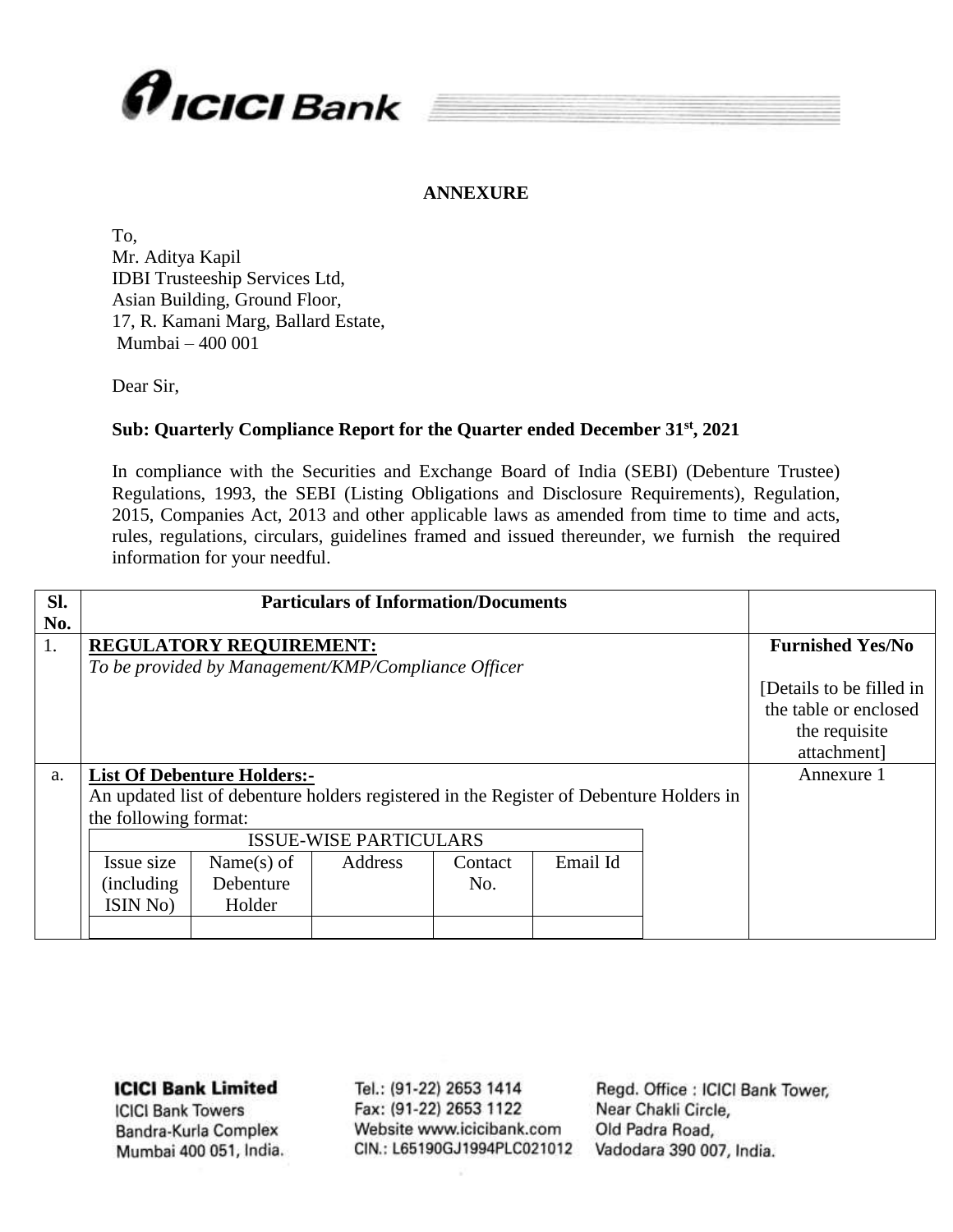ICICI Bank

**ANNEXURE**

To,
Mr. Aditya Kapil
IDBI Trusteeship Services Ltd,
Asian Building, Ground Floor,
17, R. Kamani Marg, Ballard Estate,
Mumbai – 400 001

Dear Sir,

**Sub: Quarterly Compliance Report for the Quarter ended December 31st, 2021**

In compliance with the Securities and Exchange Board of India (SEBI) (Debenture Trustee) Regulations, 1993, the SEBI (Listing Obligations and Disclosure Requirements), Regulation, 2015, Companies Act, 2013 and other applicable laws as amended from time to time and acts, rules, regulations, circulars, guidelines framed and issued thereunder, we furnish the required information for your needful.

| Sl. No. | Particulars of Information/Documents | |
|---|---|---|
| 1. | **REGULATORY REQUIREMENT:**<br>*To be provided by Management/KMP/Compliance Officer* | **Furnished Yes/No**<br><br>[Details to be filled in the table or enclosed the requisite attachment] |
| a. | **List Of Debenture Holders:-**<br>An updated list of debenture holders registered in the Register of Debenture Holders in the following format: | Annexure 1 |

| ISSUE-WISE PARTICULARS | | | | |
|---|---|---|---|---|
| Issue size (including ISIN No) | Name(s) of Debenture Holder | Address | Contact No. | Email Id |
| | | | | |

**ICICI Bank Limited**
ICICI Bank Towers
Bandra-Kurla Complex
Mumbai 400 051, India.

Tel.: (91-22) 2653 1414
Fax: (91-22) 2653 1122
Website www.icicibank.com
CIN.: L65190GJ1994PLC021012

Regd. Office : ICICI Bank Tower,
Near Chakli Circle,
Old Padra Road,
Vadodara 390 007, India.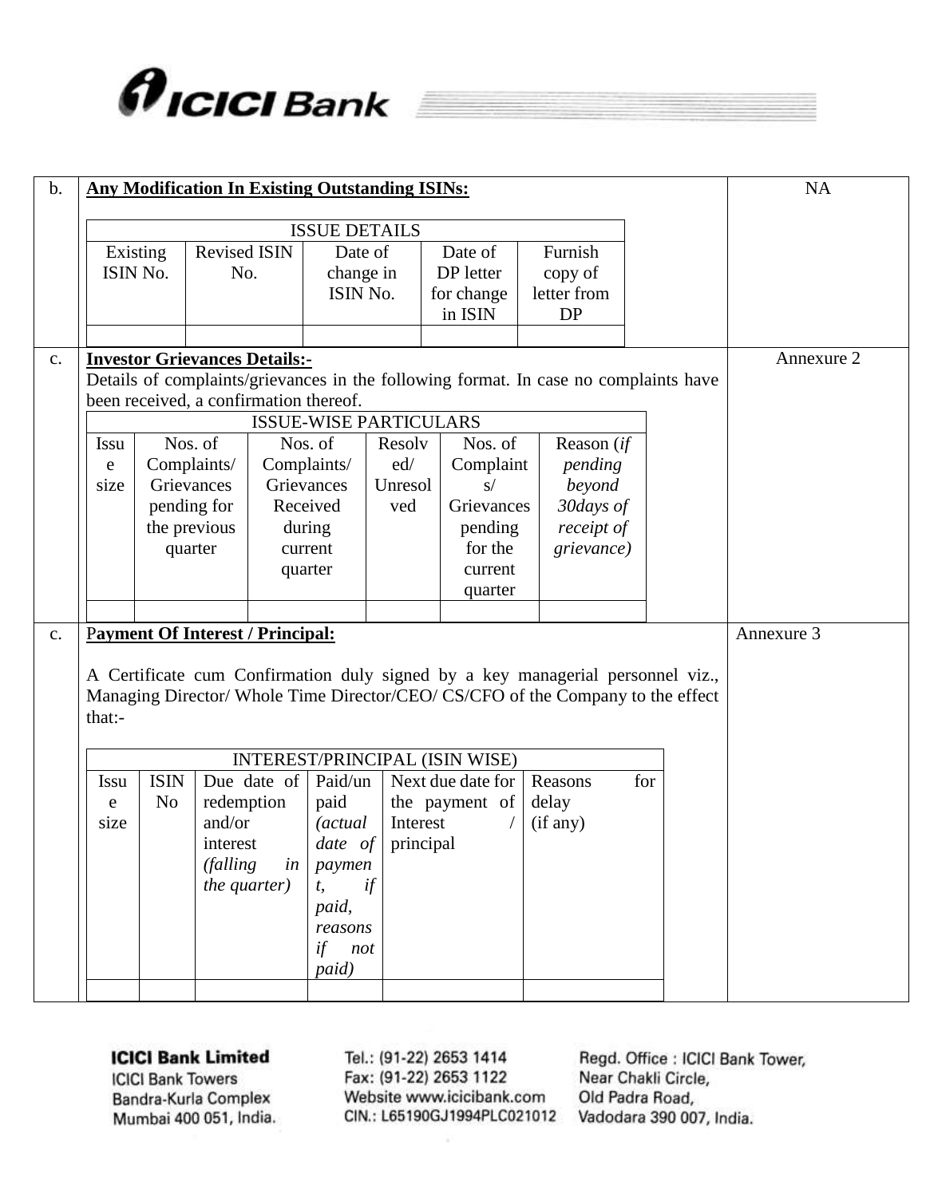| | | |
|---|---|---|
| b. | **Any Modification In Existing Outstanding ISINs:** | NA |
| c. | **Investor Grievances Details:-** Details of complaints/grievances in the following format. In case no complaints have been received, a confirmation thereof. | Annexure 2 |
| c. | **Payment Of Interest / Principal:** A Certificate cum Confirmation duly signed by a key managerial personnel viz., Managing Director/ Whole Time Director/CEO/ CS/CFO of the Company to the effect that:- | Annexure 3 |

**Any Modification In Existing Outstanding ISINs:**

| ISSUE DETAILS | | | | |
|---|---|---|---|---|
| Existing ISIN No. | Revised ISIN No. | Date of change in ISIN No. | Date of DP letter for change in ISIN | Furnish copy of letter from DP |
| | | | | |

**Investor Grievances Details:-**

Details of complaints/grievances in the following format. In case no complaints have been received, a confirmation thereof.

| ISSUE-WISE PARTICULARS | | | | | |
|---|---|---|---|---|---|
| Issue size | Nos. of Complaints/ Grievances pending for the previous quarter | Nos. of Complaints/ Grievances Received during current quarter | Resolved/ Unresolved | Nos. of Complaints/ Grievances pending for the current quarter | Reason (*if pending beyond 30days of receipt of grievance)* |
| | | | | | |

**Payment Of Interest / Principal:**

A Certificate cum Confirmation duly signed by a key managerial personnel viz., Managing Director/ Whole Time Director/CEO/ CS/CFO of the Company to the effect that:-

| INTEREST/PRINCIPAL (ISIN WISE) | | | | | |
|---|---|---|---|---|---|
| Issue size | ISIN No | Due date of redemption and/or interest *(falling in the quarter)* | Paid/unpaid *(actual date of payment, if paid, reasons if not paid)* | Next due date for the payment of Interest / principal | Reasons for delay (if any) |
| | | | | | |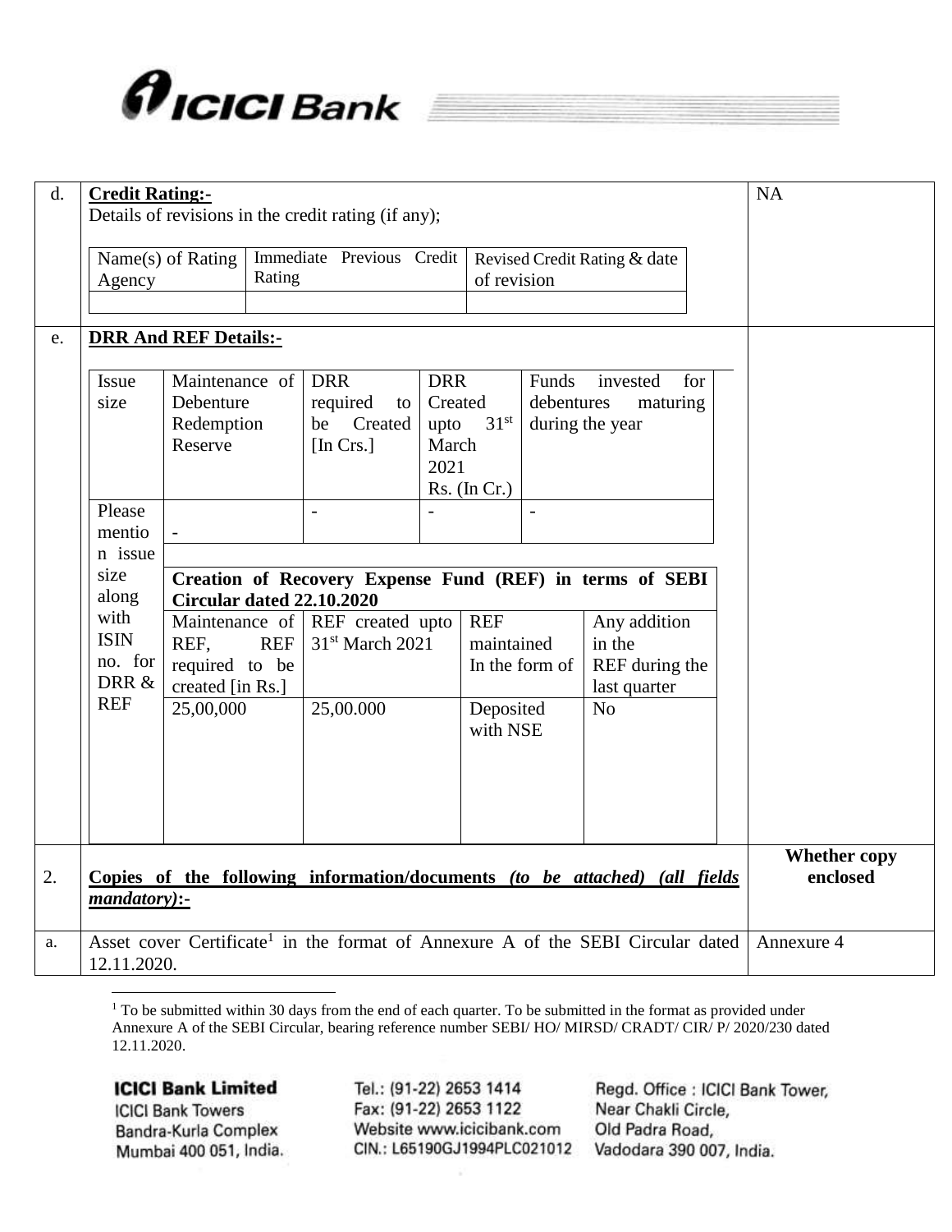| | | |
|---|---|---|
| d. | **Credit Rating:-**<br>Details of revisions in the credit rating (if any);<br><br>Name(s) of Rating Agency \| Immediate Previous Credit Rating \| Revised Credit Rating & date of revision | NA |
| e. | **DRR And REF Details:-** | |

| Issue size | Maintenance of Debenture Redemption Reserve | DRR required to be Created [In Crs.] | DRR Created upto 31st March 2021 Rs. (In Cr.) | Funds invested for debentures maturing during the year |
|---|---|---|---|---|
| Please mention issue size along with ISIN no. for DRR & REF | - | - | - | - |

| Creation of Recovery Expense Fund (REF) in terms of SEBI Circular dated 22.10.2020 | | | |
|---|---|---|---|
| Maintenance of REF, REF required to be created [in Rs.] | REF created upto 31st March 2021 | REF maintained In the form of | Any addition in the REF during the last quarter |
| 25,00,000 | 25,00.000 | Deposited with NSE | No |

| | | |
|---|---|---|
| 2. | **Copies of the following information/documents *(to be attached) (all fields mandatory)*:-** | **Whether copy enclosed** |
| a. | Asset cover Certificate[1] in the format of Annexure A of the SEBI Circular dated 12.11.2020. | Annexure 4 |

[1] To be submitted within 30 days from the end of each quarter. To be submitted in the format as provided under Annexure A of the SEBI Circular, bearing reference number SEBI/ HO/ MIRSD/ CRADT/ CIR/ P/ 2020/230 dated 12.11.2020.

**ICICI Bank Limited**
ICICI Bank Towers
Bandra-Kurla Complex
Mumbai 400 051, India.

Tel.: (91-22) 2653 1414
Fax: (91-22) 2653 1122
Website www.icicibank.com
CIN.: L65190GJ1994PLC021012

Regd. Office : ICICI Bank Tower,
Near Chakli Circle,
Old Padra Road,
Vadodara 390 007, India.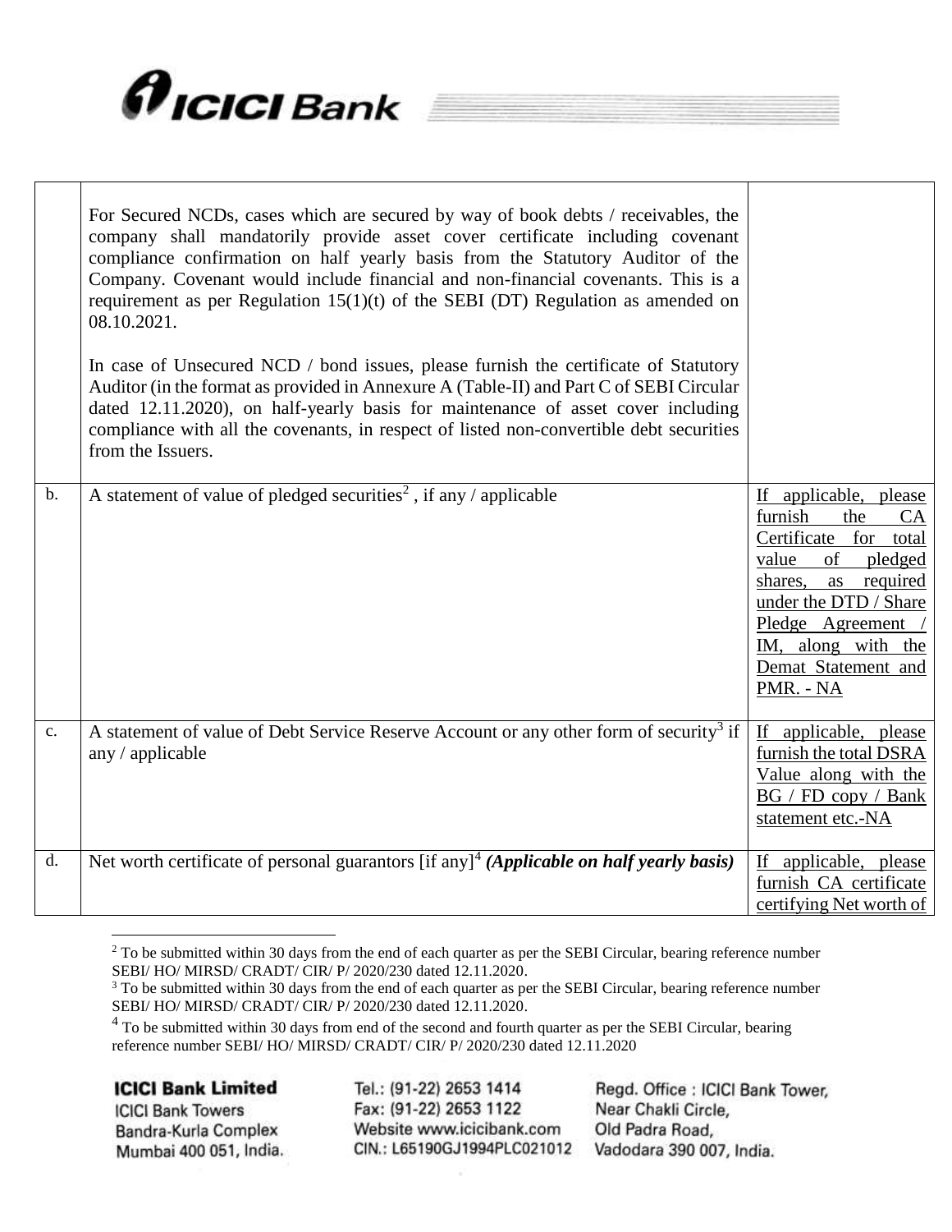| | | |
|---|---|---|
| | For Secured NCDs, cases which are secured by way of book debts / receivables, the company shall mandatorily provide asset cover certificate including covenant compliance confirmation on half yearly basis from the Statutory Auditor of the Company. Covenant would include financial and non-financial covenants. This is a requirement as per Regulation 15(1)(t) of the SEBI (DT) Regulation as amended on 08.10.2021.<br><br>In case of Unsecured NCD / bond issues, please furnish the certificate of Statutory Auditor (in the format as provided in Annexure A (Table-II) and Part C of SEBI Circular dated 12.11.2020), on half-yearly basis for maintenance of asset cover including compliance with all the covenants, in respect of listed non-convertible debt securities from the Issuers. | |
| b. | A statement of value of pledged securities[2] , if any / applicable | If applicable, please furnish the CA Certificate for total value of pledged shares, as required under the DTD / Share Pledge Agreement / IM, along with the Demat Statement and PMR. - NA |
| c. | A statement of value of Debt Service Reserve Account or any other form of security[3] if any / applicable | If applicable, please furnish the total DSRA Value along with the BG / FD copy / Bank statement etc.-NA |
| d. | Net worth certificate of personal guarantors [if any][4] ***(Applicable on half yearly basis)*** | If applicable, please furnish CA certificate certifying Net worth of |

[2] To be submitted within 30 days from the end of each quarter as per the SEBI Circular, bearing reference number SEBI/ HO/ MIRSD/ CRADT/ CIR/ P/ 2020/230 dated 12.11.2020.

[3] To be submitted within 30 days from the end of each quarter as per the SEBI Circular, bearing reference number SEBI/ HO/ MIRSD/ CRADT/ CIR/ P/ 2020/230 dated 12.11.2020.

[4] To be submitted within 30 days from end of the second and fourth quarter as per the SEBI Circular, bearing reference number SEBI/ HO/ MIRSD/ CRADT/ CIR/ P/ 2020/230 dated 12.11.2020

**ICICI Bank Limited**
ICICI Bank Towers
Bandra-Kurla Complex
Mumbai 400 051, India.

Tel.: (91-22) 2653 1414
Fax: (91-22) 2653 1122
Website www.icicibank.com
CIN.: L65190GJ1994PLC021012

Regd. Office : ICICI Bank Tower,
Near Chakli Circle,
Old Padra Road,
Vadodara 390 007, India.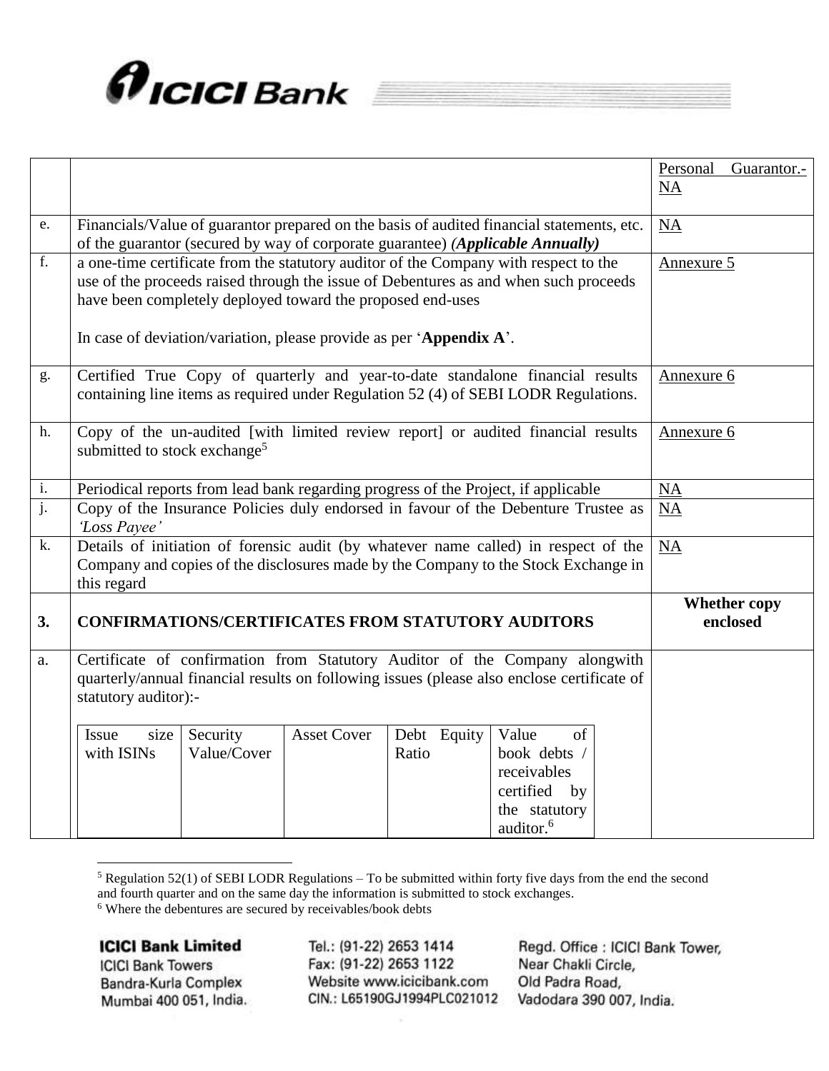| | | |
|---|---|---|
| | | Personal Guarantor.- NA |
| e. | Financials/Value of guarantor prepared on the basis of audited financial statements, etc. of the guarantor (secured by way of corporate guarantee) ***(Applicable Annually)*** | NA |
| f. | a one-time certificate from the statutory auditor of the Company with respect to the use of the proceeds raised through the issue of Debentures as and when such proceeds have been completely deployed toward the proposed end-uses<br><br>In case of deviation/variation, please provide as per '**Appendix A**'. | Annexure 5 |
| g. | Certified True Copy of quarterly and year-to-date standalone financial results containing line items as required under Regulation 52 (4) of SEBI LODR Regulations. | Annexure 6 |
| h. | Copy of the un-audited [with limited review report] or audited financial results submitted to stock exchange[5] | Annexure 6 |
| i. | Periodical reports from lead bank regarding progress of the Project, if applicable | NA |
| j. | Copy of the Insurance Policies duly endorsed in favour of the Debenture Trustee as *'Loss Payee'* | NA |
| k. | Details of initiation of forensic audit (by whatever name called) in respect of the Company and copies of the disclosures made by the Company to the Stock Exchange in this regard | NA |
| **3.** | **CONFIRMATIONS/CERTIFICATES FROM STATUTORY AUDITORS** | **Whether copy enclosed** |
| a. | Certificate of confirmation from Statutory Auditor of the Company alongwith quarterly/annual financial results on following issues (please also enclose certificate of statutory auditor):- | |

| Issue size with ISINs | Security Value/Cover | Asset Cover | Debt Equity Ratio | Value of book debts / receivables certified by the statutory auditor.[6] |
|---|---|---|---|---|
| | | | | |

[5] Regulation 52(1) of SEBI LODR Regulations – To be submitted within forty five days from the end the second and fourth quarter and on the same day the information is submitted to stock exchanges.

[6] Where the debentures are secured by receivables/book debts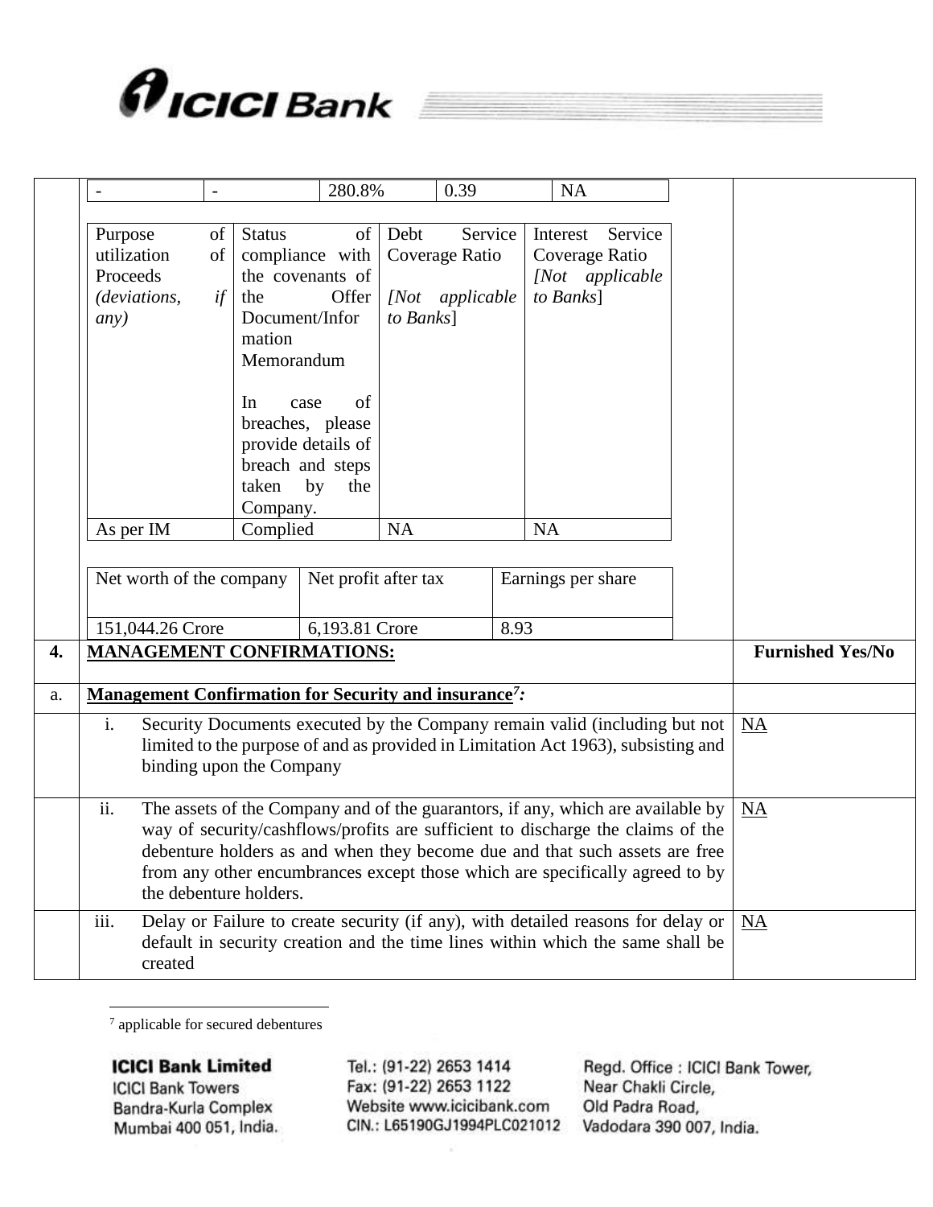| - | - | 280.8% | 0.39 | NA |
|---|---|---|---|---|

| Purpose of utilization of Proceeds *(deviations, if any)* | Status of compliance with the covenants of the Offer Document/Information Memorandum<br><br>In case of breaches, please provide details of breach and steps taken by the Company. | Debt Service Coverage Ratio<br><br>*[Not applicable to Banks]* | Interest Service Coverage Ratio *[Not applicable to Banks]* |
|---|---|---|---|
| As per IM | Complied | NA | NA |

| Net worth of the company | Net profit after tax | Earnings per share |
|---|---|---|
| 151,044.26 Crore | 6,193.81 Crore | 8.93 |

| | | Furnished Yes/No |
|---|---|---|
| **4.** | **MANAGEMENT CONFIRMATIONS:** | **Furnished Yes/No** |
| a. | **Management Confirmation for Security and insurance[7]:** | |
| | i. Security Documents executed by the Company remain valid (including but not limited to the purpose of and as provided in Limitation Act 1963), subsisting and binding upon the Company | NA |
| | ii. The assets of the Company and of the guarantors, if any, which are available by way of security/cashflows/profits are sufficient to discharge the claims of the debenture holders as and when they become due and that such assets are free from any other encumbrances except those which are specifically agreed to by the debenture holders. | NA |
| | iii. Delay or Failure to create security (if any), with detailed reasons for delay or default in security creation and the time lines within which the same shall be created | NA |

[7] applicable for secured debentures

**ICICI Bank Limited**
ICICI Bank Towers
Bandra-Kurla Complex
Mumbai 400 051, India.

Tel.: (91-22) 2653 1414
Fax: (91-22) 2653 1122
Website www.icicibank.com
CIN.: L65190GJ1994PLC021012

Regd. Office : ICICI Bank Tower,
Near Chakli Circle,
Old Padra Road,
Vadodara 390 007, India.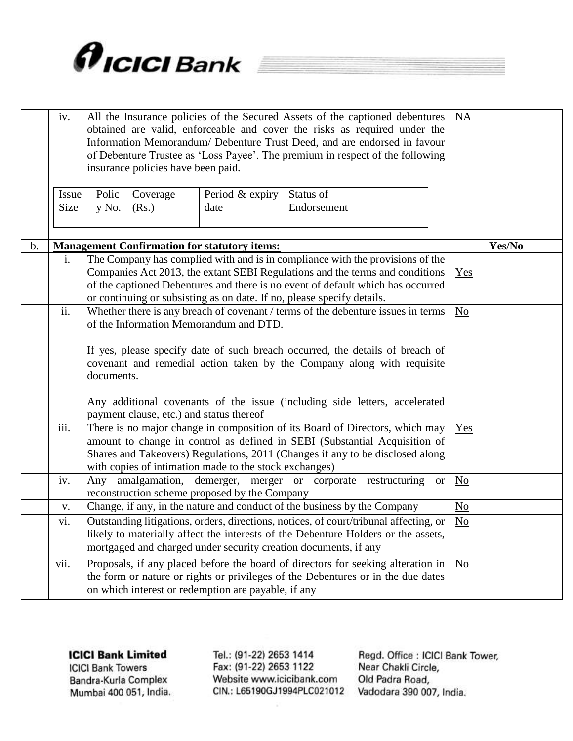| | | |
|---|---|---|
| | iv. All the Insurance policies of the Secured Assets of the captioned debentures obtained are valid, enforceable and cover the risks as required under the Information Memorandum/ Debenture Trust Deed, and are endorsed in favour of Debenture Trustee as 'Loss Payee'. The premium in respect of the following insurance policies have been paid.<br><br>Issue Size / Policy No. / Coverage (Rs.) / Period & expiry date / Status of Endorsement | NA |
| b. | **Management Confirmation for statutory items:** | **Yes/No** |
| | i. The Company has complied with and is in compliance with the provisions of the Companies Act 2013, the extant SEBI Regulations and the terms and conditions of the captioned Debentures and there is no event of default which has occurred or continuing or subsisting as on date. If no, please specify details. | Yes |
| | ii. Whether there is any breach of covenant / terms of the debenture issues in terms of the Information Memorandum and DTD.<br><br>If yes, please specify date of such breach occurred, the details of breach of covenant and remedial action taken by the Company along with requisite documents.<br><br>Any additional covenants of the issue (including side letters, accelerated payment clause, etc.) and status thereof | No |
| | iii. There is no major change in composition of its Board of Directors, which may amount to change in control as defined in SEBI (Substantial Acquisition of Shares and Takeovers) Regulations, 2011 (Changes if any to be disclosed along with copies of intimation made to the stock exchanges) | Yes |
| | iv. Any amalgamation, demerger, merger or corporate restructuring or reconstruction scheme proposed by the Company | No |
| | v. Change, if any, in the nature and conduct of the business by the Company | No |
| | vi. Outstanding litigations, orders, directions, notices, of court/tribunal affecting, or likely to materially affect the interests of the Debenture Holders or the assets, mortgaged and charged under security creation documents, if any | No |
| | vii. Proposals, if any placed before the board of directors for seeking alteration in the form or nature or rights or privileges of the Debentures or in the due dates on which interest or redemption are payable, if any | No |

| Issue Size | Policy No. | Coverage (Rs.) | Period & expiry date | Status of Endorsement |
|---|---|---|---|---|
| | | | | |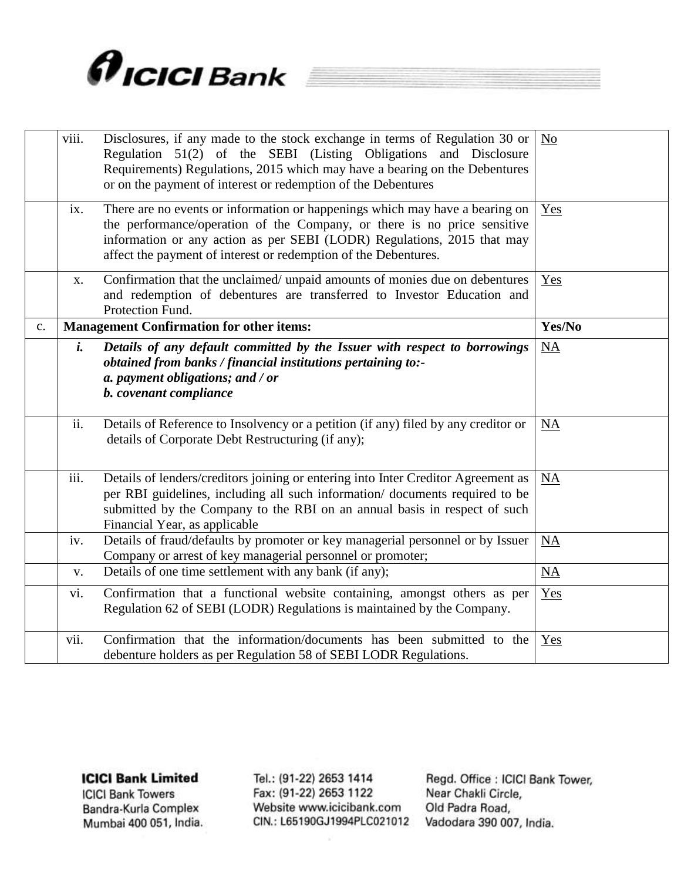| | | | |
|---|---|---|---|
| | viii. | Disclosures, if any made to the stock exchange in terms of Regulation 30 or Regulation 51(2) of the SEBI (Listing Obligations and Disclosure Requirements) Regulations, 2015 which may have a bearing on the Debentures or on the payment of interest or redemption of the Debentures | No |
| | ix. | There are no events or information or happenings which may have a bearing on the performance/operation of the Company, or there is no price sensitive information or any action as per SEBI (LODR) Regulations, 2015 that may affect the payment of interest or redemption of the Debentures. | Yes |
| | x. | Confirmation that the unclaimed/ unpaid amounts of monies due on debentures and redemption of debentures are transferred to Investor Education and Protection Fund. | Yes |
| c. | **Management Confirmation for other items:** | | **Yes/No** |
| | ***i.*** | ***Details of any default committed by the Issuer with respect to borrowings obtained from banks / financial institutions pertaining to:-***<br>***a. payment obligations; and / or***<br>***b. covenant compliance*** | NA |
| | ii. | Details of Reference to Insolvency or a petition (if any) filed by any creditor or details of Corporate Debt Restructuring (if any); | NA |
| | iii. | Details of lenders/creditors joining or entering into Inter Creditor Agreement as per RBI guidelines, including all such information/ documents required to be submitted by the Company to the RBI on an annual basis in respect of such Financial Year, as applicable | NA |
| | iv. | Details of fraud/defaults by promoter or key managerial personnel or by Issuer Company or arrest of key managerial personnel or promoter; | NA |
| | v. | Details of one time settlement with any bank (if any); | NA |
| | vi. | Confirmation that a functional website containing, amongst others as per Regulation 62 of SEBI (LODR) Regulations is maintained by the Company. | Yes |
| | vii. | Confirmation that the information/documents has been submitted to the debenture holders as per Regulation 58 of SEBI LODR Regulations. | Yes |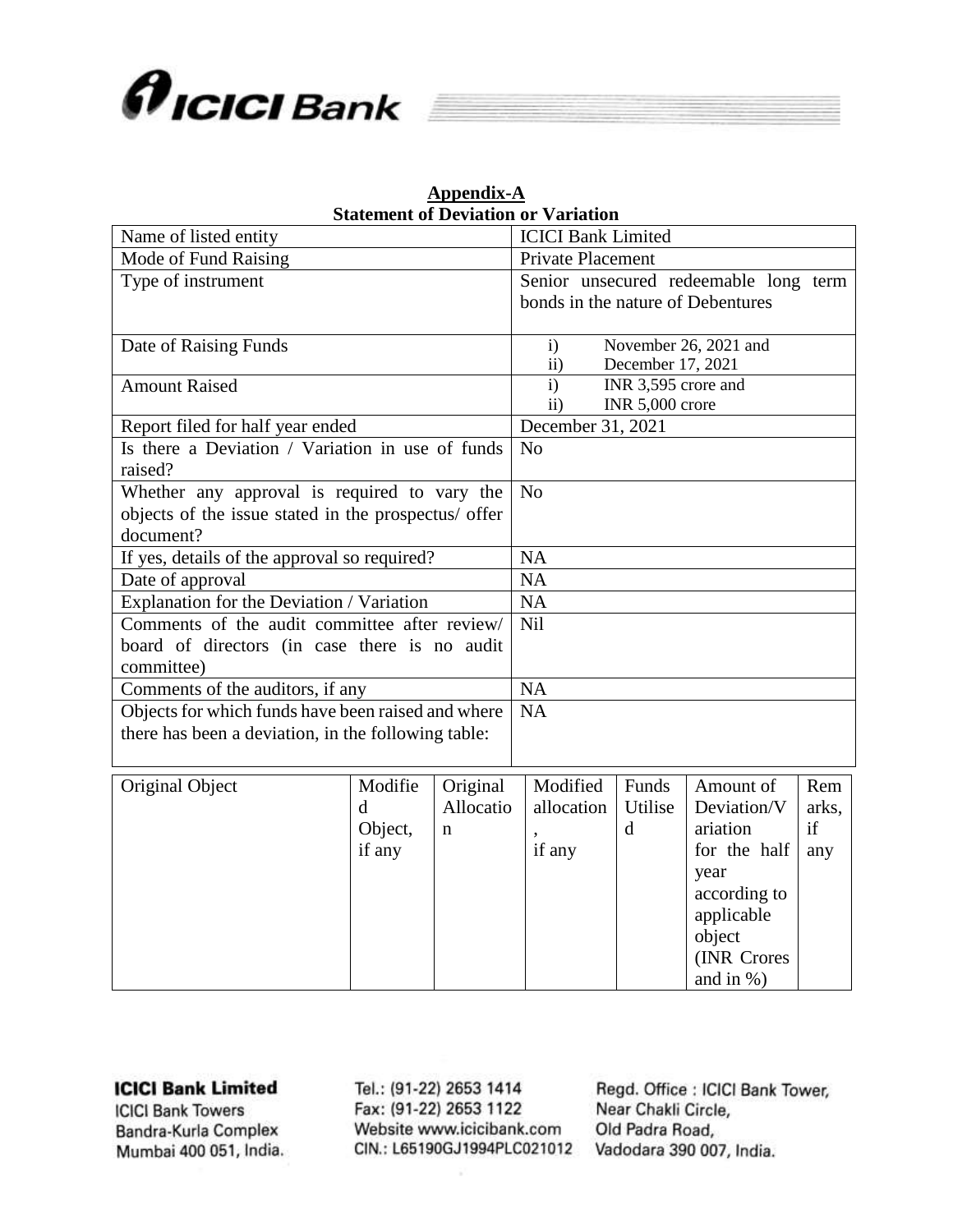## Appendix-A

### Statement of Deviation or Variation

| | |
|---|---|
| Name of listed entity | ICICI Bank Limited |
| Mode of Fund Raising | Private Placement |
| Type of instrument | Senior unsecured redeemable long term bonds in the nature of Debentures |
| Date of Raising Funds | i) November 26, 2021 and<br>ii) December 17, 2021 |
| Amount Raised | i) INR 3,595 crore and<br>ii) INR 5,000 crore |
| Report filed for half year ended | December 31, 2021 |
| Is there a Deviation / Variation in use of funds raised? | No |
| Whether any approval is required to vary the objects of the issue stated in the prospectus/ offer document? | No |
| If yes, details of the approval so required? | NA |
| Date of approval | NA |
| Explanation for the Deviation / Variation | NA |
| Comments of the audit committee after review/ board of directors (in case there is no audit committee) | Nil |
| Comments of the auditors, if any | NA |
| Objects for which funds have been raised and where there has been a deviation, in the following table: | NA |

| Original Object | Modified Object, if any | Original Allocation | Modified allocation, if any | Funds Utilised | Amount of Deviation/Variation for the half year according to applicable object (INR Crores and in %) | Remarks, if any |
|---|---|---|---|---|---|---|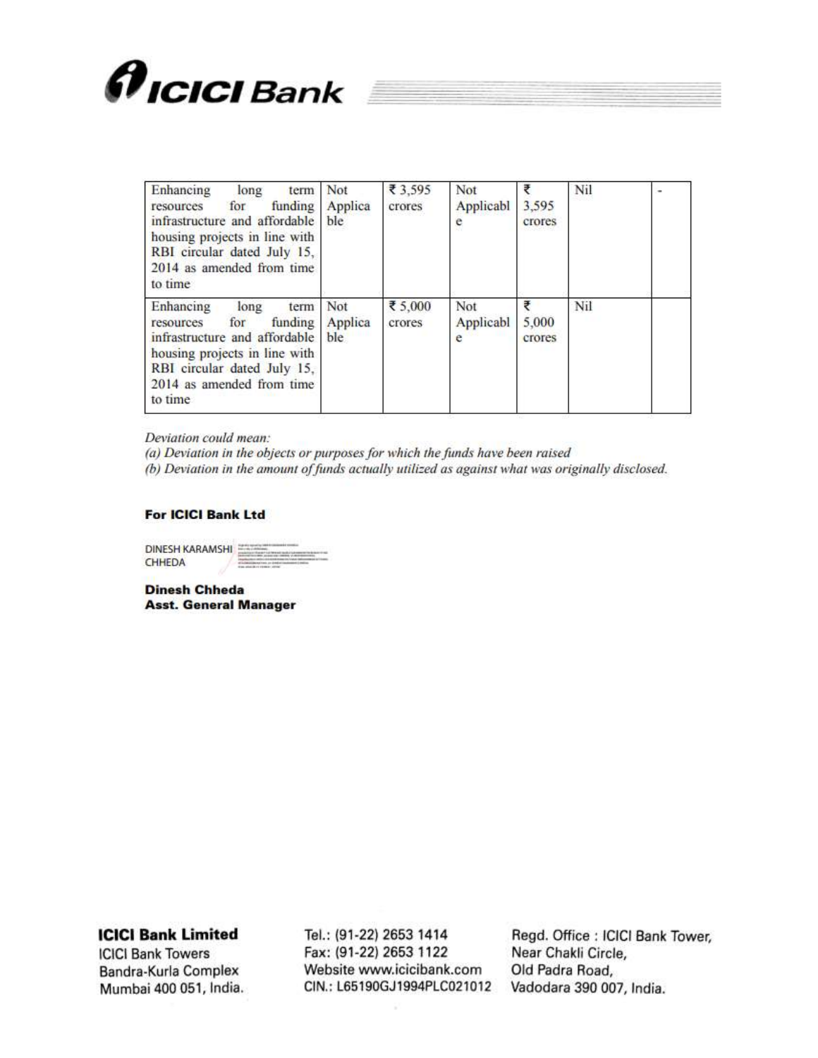| | | | | | | |
|---|---|---|---|---|---|---|
| Enhancing long term resources for funding infrastructure and affordable housing projects in line with RBI circular dated July 15, 2014 as amended from time to time | Not Applicable | ₹ 3,595 crores | Not Applicable | ₹ 3,595 crores | Nil | - |
| Enhancing long term resources for funding infrastructure and affordable housing projects in line with RBI circular dated July 15, 2014 as amended from time to time | Not Applicable | ₹ 5,000 crores | Not Applicable | ₹ 5,000 crores | Nil | |

*Deviation could mean:*
*(a) Deviation in the objects or purposes for which the funds have been raised*
*(b) Deviation in the amount of funds actually utilized as against what was originally disclosed.*

**For ICICI Bank Ltd**

DINESH KARAMSHI CHHEDA

**Dinesh Chheda**
**Asst. General Manager**

**ICICI Bank Limited**
ICICI Bank Towers
Bandra-Kurla Complex
Mumbai 400 051, India.

Tel.: (91-22) 2653 1414
Fax: (91-22) 2653 1122
Website www.icicibank.com
CIN.: L65190GJ1994PLC021012

Regd. Office : ICICI Bank Tower,
Near Chakli Circle,
Old Padra Road,
Vadodara 390 007, India.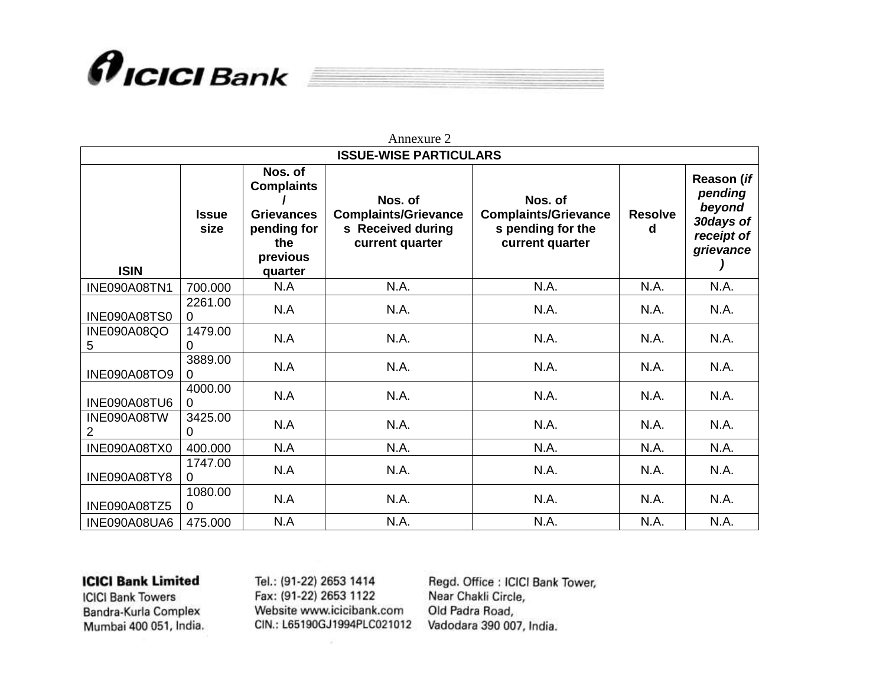Annexure 2

| ISSUE-WISE PARTICULARS | | | | | | |
|---|---|---|---|---|---|---|
| ISIN | Issue size | Nos. of Complaints / Grievances pending for the previous quarter | Nos. of Complaints/Grievances Received during current quarter | Nos. of Complaints/Grievances pending for the current quarter | Resolved | Reason (*if pending beyond 30days of receipt of grievance*) |
| INE090A08TN1 | 700.000 | N.A | N.A. | N.A. | N.A. | N.A. |
| INE090A08TS0 | 2261.000 | N.A | N.A. | N.A. | N.A. | N.A. |
| INE090A08QO5 | 1479.000 | N.A | N.A. | N.A. | N.A. | N.A. |
| INE090A08TO9 | 3889.000 | N.A | N.A. | N.A. | N.A. | N.A. |
| INE090A08TU6 | 4000.000 | N.A | N.A. | N.A. | N.A. | N.A. |
| INE090A08TW2 | 3425.000 | N.A | N.A. | N.A. | N.A. | N.A. |
| INE090A08TX0 | 400.000 | N.A | N.A. | N.A. | N.A. | N.A. |
| INE090A08TY8 | 1747.000 | N.A | N.A. | N.A. | N.A. | N.A. |
| INE090A08TZ5 | 1080.000 | N.A | N.A. | N.A. | N.A. | N.A. |
| INE090A08UA6 | 475.000 | N.A | N.A. | N.A. | N.A. | N.A. |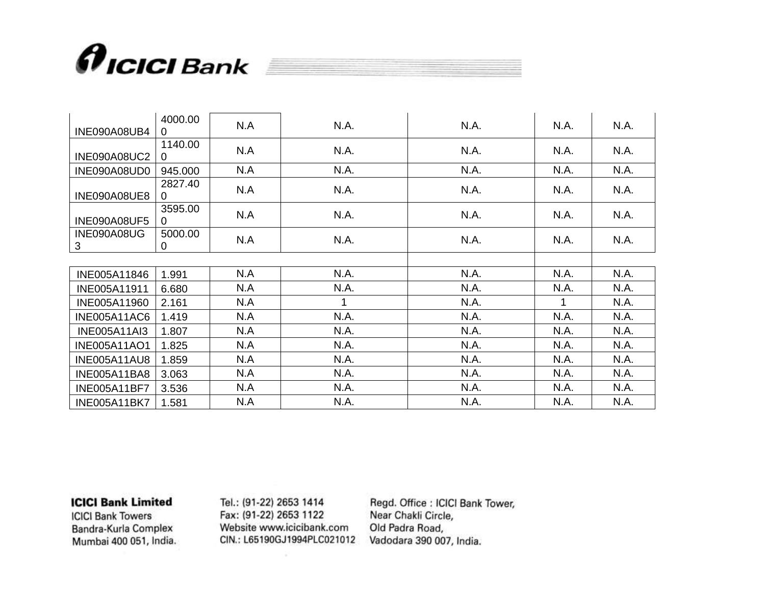| | | | | | | |
|---|---|---|---|---|---|---|
| INE090A08UB4 | 4000.000 | N.A | N.A. | N.A. | N.A. | N.A. |
| INE090A08UC2 | 1140.000 | N.A | N.A. | N.A. | N.A. | N.A. |
| INE090A08UD0 | 945.000 | N.A | N.A. | N.A. | N.A. | N.A. |
| INE090A08UE8 | 2827.400 | N.A | N.A. | N.A. | N.A. | N.A. |
| INE090A08UF5 | 3595.000 | N.A | N.A. | N.A. | N.A. | N.A. |
| INE090A08UG3 | 5000.000 | N.A | N.A. | N.A. | N.A. | N.A. |
| | | | | | | |
| INE005A11846 | 1.991 | N.A | N.A. | N.A. | N.A. | N.A. |
| INE005A11911 | 6.680 | N.A | N.A. | N.A. | N.A. | N.A. |
| INE005A11960 | 2.161 | N.A | 1 | N.A. | 1 | N.A. |
| INE005A11AC6 | 1.419 | N.A | N.A. | N.A. | N.A. | N.A. |
| INE005A11AI3 | 1.807 | N.A | N.A. | N.A. | N.A. | N.A. |
| INE005A11AO1 | 1.825 | N.A | N.A. | N.A. | N.A. | N.A. |
| INE005A11AU8 | 1.859 | N.A | N.A. | N.A. | N.A. | N.A. |
| INE005A11BA8 | 3.063 | N.A | N.A. | N.A. | N.A. | N.A. |
| INE005A11BF7 | 3.536 | N.A | N.A. | N.A. | N.A. | N.A. |
| INE005A11BK7 | 1.581 | N.A | N.A. | N.A. | N.A. | N.A. |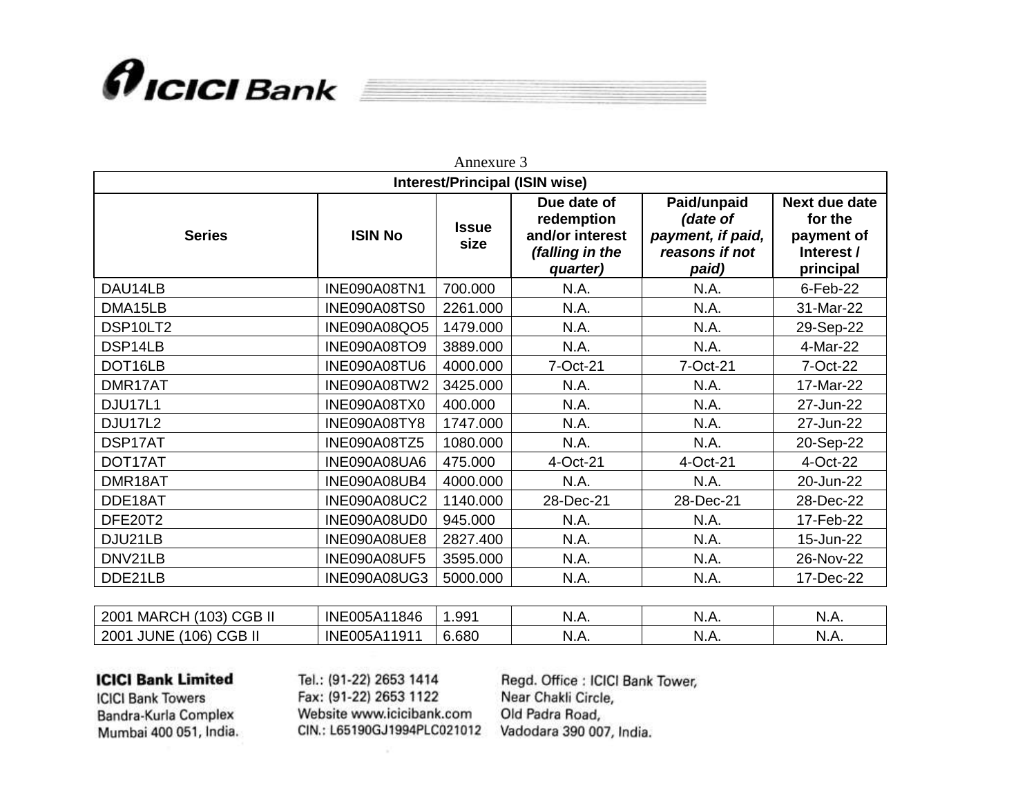Annexure 3

| Interest/Principal (ISIN wise) | | | | | |
|---|---|---|---|---|---|
| **Series** | **ISIN No** | **Issue size** | **Due date of redemption and/or interest *(falling in the quarter)*** | **Paid/unpaid *(date of payment, if paid, reasons if not paid)*** | **Next due date for the payment of Interest / principal** |
| DAU14LB | INE090A08TN1 | 700.000 | N.A. | N.A. | 6-Feb-22 |
| DMA15LB | INE090A08TS0 | 2261.000 | N.A. | N.A. | 31-Mar-22 |
| DSP10LT2 | INE090A08QO5 | 1479.000 | N.A. | N.A. | 29-Sep-22 |
| DSP14LB | INE090A08TO9 | 3889.000 | N.A. | N.A. | 4-Mar-22 |
| DOT16LB | INE090A08TU6 | 4000.000 | 7-Oct-21 | 7-Oct-21 | 7-Oct-22 |
| DMR17AT | INE090A08TW2 | 3425.000 | N.A. | N.A. | 17-Mar-22 |
| DJU17L1 | INE090A08TX0 | 400.000 | N.A. | N.A. | 27-Jun-22 |
| DJU17L2 | INE090A08TY8 | 1747.000 | N.A. | N.A. | 27-Jun-22 |
| DSP17AT | INE090A08TZ5 | 1080.000 | N.A. | N.A. | 20-Sep-22 |
| DOT17AT | INE090A08UA6 | 475.000 | 4-Oct-21 | 4-Oct-21 | 4-Oct-22 |
| DMR18AT | INE090A08UB4 | 4000.000 | N.A. | N.A. | 20-Jun-22 |
| DDE18AT | INE090A08UC2 | 1140.000 | 28-Dec-21 | 28-Dec-21 | 28-Dec-22 |
| DFE20T2 | INE090A08UD0 | 945.000 | N.A. | N.A. | 17-Feb-22 |
| DJU21LB | INE090A08UE8 | 2827.400 | N.A. | N.A. | 15-Jun-22 |
| DNV21LB | INE090A08UF5 | 3595.000 | N.A. | N.A. | 26-Nov-22 |
| DDE21LB | INE090A08UG3 | 5000.000 | N.A. | N.A. | 17-Dec-22 |
| | | | | | |
| 2001 MARCH (103) CGB II | INE005A11846 | 1.991 | N.A. | N.A. | N.A. |
| 2001 JUNE (106) CGB II | INE005A11911 | 6.680 | N.A. | N.A. | N.A. |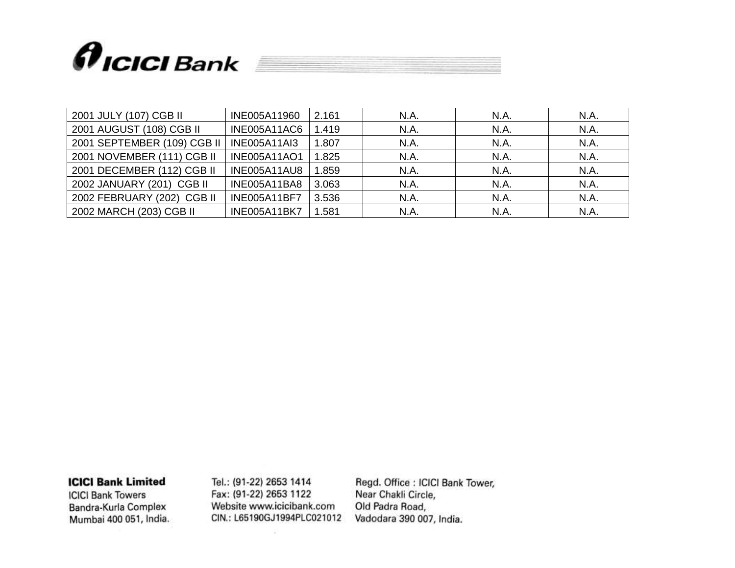| | | | | | |
|---|---|---|---|---|---|
| 2001 JULY (107) CGB II | INE005A11960 | 2.161 | N.A. | N.A. | N.A. |
| 2001 AUGUST (108) CGB II | INE005A11AC6 | 1.419 | N.A. | N.A. | N.A. |
| 2001 SEPTEMBER (109) CGB II | INE005A11AI3 | 1.807 | N.A. | N.A. | N.A. |
| 2001 NOVEMBER (111) CGB II | INE005A11AO1 | 1.825 | N.A. | N.A. | N.A. |
| 2001 DECEMBER (112) CGB II | INE005A11AU8 | 1.859 | N.A. | N.A. | N.A. |
| 2002 JANUARY (201) CGB II | INE005A11BA8 | 3.063 | N.A. | N.A. | N.A. |
| 2002 FEBRUARY (202) CGB II | INE005A11BF7 | 3.536 | N.A. | N.A. | N.A. |
| 2002 MARCH (203) CGB II | INE005A11BK7 | 1.581 | N.A. | N.A. | N.A. |